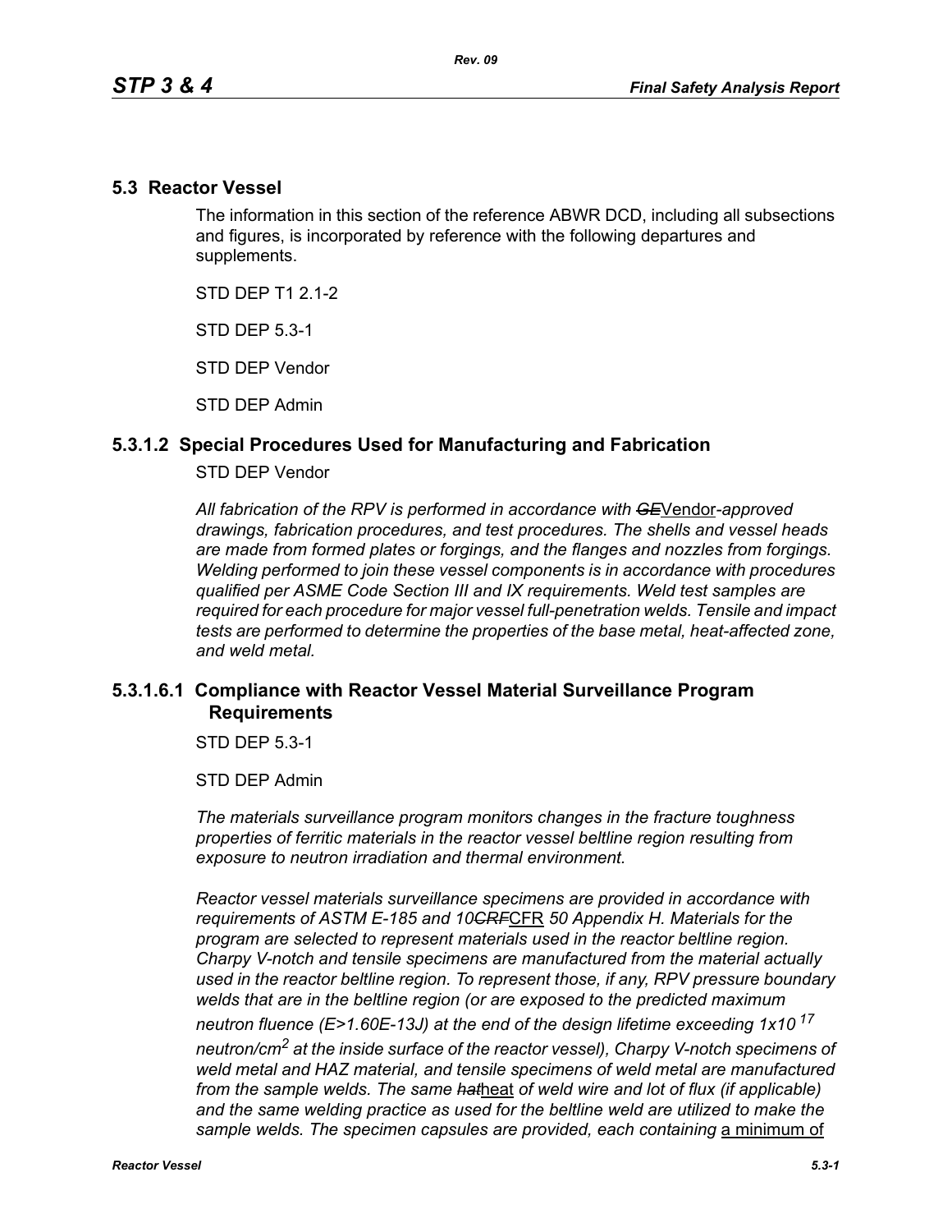## 5.3 Reactor Vessel

The information in this section of the reference ABWR DCD, including all subsections and figures, is incorporated by reference with the following departures and supplements.

STD DEP T1 2.1-2

STD DEP 5.3-1

STD DEP Vendor

STD DEP Admin

### 5.3.1.2 Special Procedures Used for Manufacturing and Fabrication

STD DEP Vendor

*All fabrication of the RPV is performed in accordance with ~~GE~~*Vendor*-approved drawings, fabrication procedures, and test procedures. The shells and vessel heads are made from formed plates or forgings, and the flanges and nozzles from forgings. Welding performed to join these vessel components is in accordance with procedures qualified per ASME Code Section III and IX requirements. Weld test samples are required for each procedure for major vessel full-penetration welds. Tensile and impact tests are performed to determine the properties of the base metal, heat-affected zone, and weld metal.*

### 5.3.1.6.1 Compliance with Reactor Vessel Material Surveillance Program Requirements

STD DEP 5.3-1

STD DEP Admin

*The materials surveillance program monitors changes in the fracture toughness properties of ferritic materials in the reactor vessel beltline region resulting from exposure to neutron irradiation and thermal environment.*

*Reactor vessel materials surveillance specimens are provided in accordance with requirements of ASTM E-185 and 10~~CRF~~*CFR *50 Appendix H. Materials for the program are selected to represent materials used in the reactor beltline region. Charpy V-notch and tensile specimens are manufactured from the material actually used in the reactor beltline region. To represent those, if any, RPV pressure boundary welds that are in the beltline region (or are exposed to the predicted maximum neutron fluence (E>1.60E-13J) at the end of the design lifetime exceeding* $1x10^{17}$ *neutron/cm*$^2$ *at the inside surface of the reactor vessel), Charpy V-notch specimens of weld metal and HAZ material, and tensile specimens of weld metal are manufactured from the sample welds. The same ~~hat~~*heat *of weld wire and lot of flux (if applicable) and the same welding practice as used for the beltline weld are utilized to make the sample welds. The specimen capsules are provided, each containing* a minimum of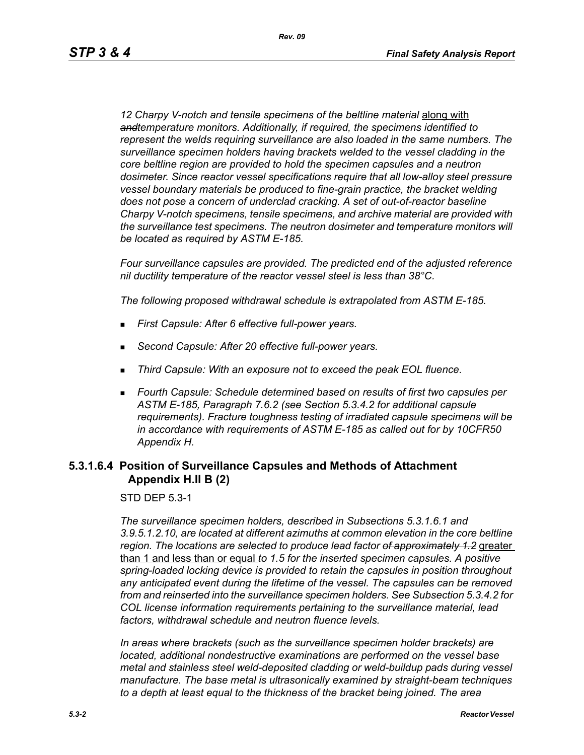*12 Charpy V-notch and tensile specimens of the beltline material* along with ~~and~~*temperature monitors. Additionally, if required, the specimens identified to represent the welds requiring surveillance are also loaded in the same numbers. The surveillance specimen holders having brackets welded to the vessel cladding in the core beltline region are provided to hold the specimen capsules and a neutron dosimeter. Since reactor vessel specifications require that all low-alloy steel pressure vessel boundary materials be produced to fine-grain practice, the bracket welding does not pose a concern of underclad cracking. A set of out-of-reactor baseline Charpy V-notch specimens, tensile specimens, and archive material are provided with the surveillance test specimens. The neutron dosimeter and temperature monitors will be located as required by ASTM E-185.*

*Four surveillance capsules are provided. The predicted end of the adjusted reference nil ductility temperature of the reactor vessel steel is less than 38°C.*

*The following proposed withdrawal schedule is extrapolated from ASTM E-185.*

- *First Capsule: After 6 effective full-power years.*
- *Second Capsule: After 20 effective full-power years.*
- *Third Capsule: With an exposure not to exceed the peak EOL fluence.*
- *Fourth Capsule: Schedule determined based on results of first two capsules per ASTM E-185, Paragraph 7.6.2 (see Section 5.3.4.2 for additional capsule requirements). Fracture toughness testing of irradiated capsule specimens will be in accordance with requirements of ASTM E-185 as called out for by 10CFR50 Appendix H.*

### 5.3.1.6.4 Position of Surveillance Capsules and Methods of Attachment Appendix H.II B (2)

STD DEP 5.3-1

*The surveillance specimen holders, described in Subsections 5.3.1.6.1 and 3.9.5.1.2.10, are located at different azimuths at common elevation in the core beltline region. The locations are selected to produce lead factor ~~of approximately 1.2~~* greater than 1 and less than or equal *to 1.5 for the inserted specimen capsules. A positive spring-loaded locking device is provided to retain the capsules in position throughout any anticipated event during the lifetime of the vessel. The capsules can be removed from and reinserted into the surveillance specimen holders. See Subsection 5.3.4.2 for COL license information requirements pertaining to the surveillance material, lead factors, withdrawal schedule and neutron fluence levels.*

*In areas where brackets (such as the surveillance specimen holder brackets) are located, additional nondestructive examinations are performed on the vessel base metal and stainless steel weld-deposited cladding or weld-buildup pads during vessel manufacture. The base metal is ultrasonically examined by straight-beam techniques to a depth at least equal to the thickness of the bracket being joined. The area*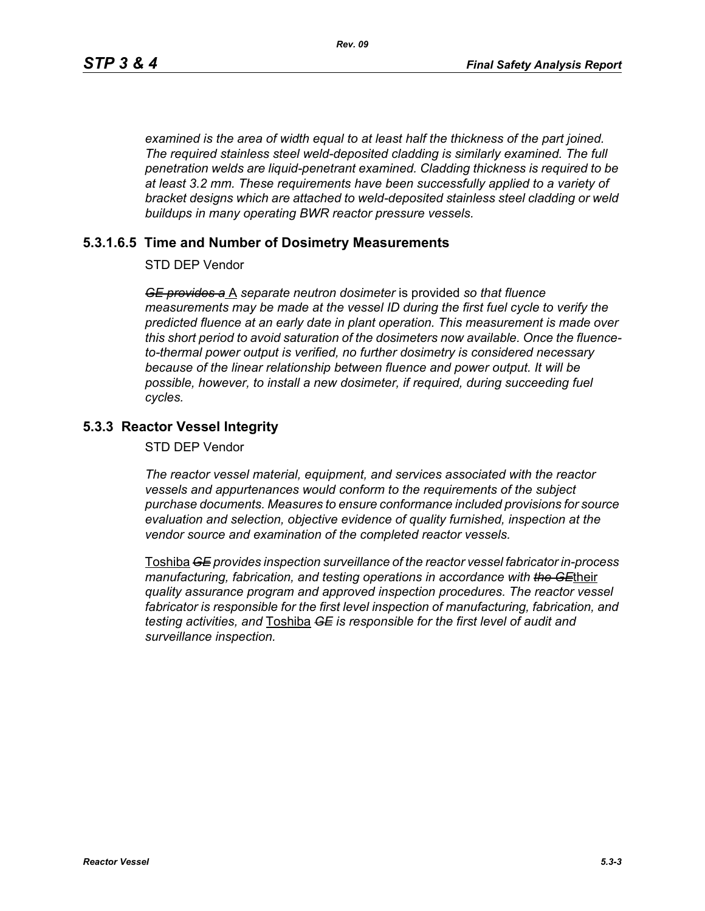*examined is the area of width equal to at least half the thickness of the part joined. The required stainless steel weld-deposited cladding is similarly examined. The full penetration welds are liquid-penetrant examined. Cladding thickness is required to be at least 3.2 mm. These requirements have been successfully applied to a variety of bracket designs which are attached to weld-deposited stainless steel cladding or weld buildups in many operating BWR reactor pressure vessels.*

### 5.3.1.6.5 Time and Number of Dosimetry Measurements

STD DEP Vendor

~~*GE provides a*~~ A *separate neutron dosimeter* is provided *so that fluence measurements may be made at the vessel ID during the first fuel cycle to verify the predicted fluence at an early date in plant operation. This measurement is made over this short period to avoid saturation of the dosimeters now available. Once the fluence-to-thermal power output is verified, no further dosimetry is considered necessary because of the linear relationship between fluence and power output. It will be possible, however, to install a new dosimeter, if required, during succeeding fuel cycles.*

## 5.3.3 Reactor Vessel Integrity

STD DEP Vendor

*The reactor vessel material, equipment, and services associated with the reactor vessels and appurtenances would conform to the requirements of the subject purchase documents. Measures to ensure conformance included provisions for source evaluation and selection, objective evidence of quality furnished, inspection at the vendor source and examination of the completed reactor vessels.*

Toshiba ~~*GE*~~ *provides inspection surveillance of the reactor vessel fabricator in-process manufacturing, fabrication, and testing operations in accordance with* ~~*the GE*~~their *quality assurance program and approved inspection procedures. The reactor vessel fabricator is responsible for the first level inspection of manufacturing, fabrication, and testing activities, and* Toshiba ~~*GE*~~ *is responsible for the first level of audit and surveillance inspection.*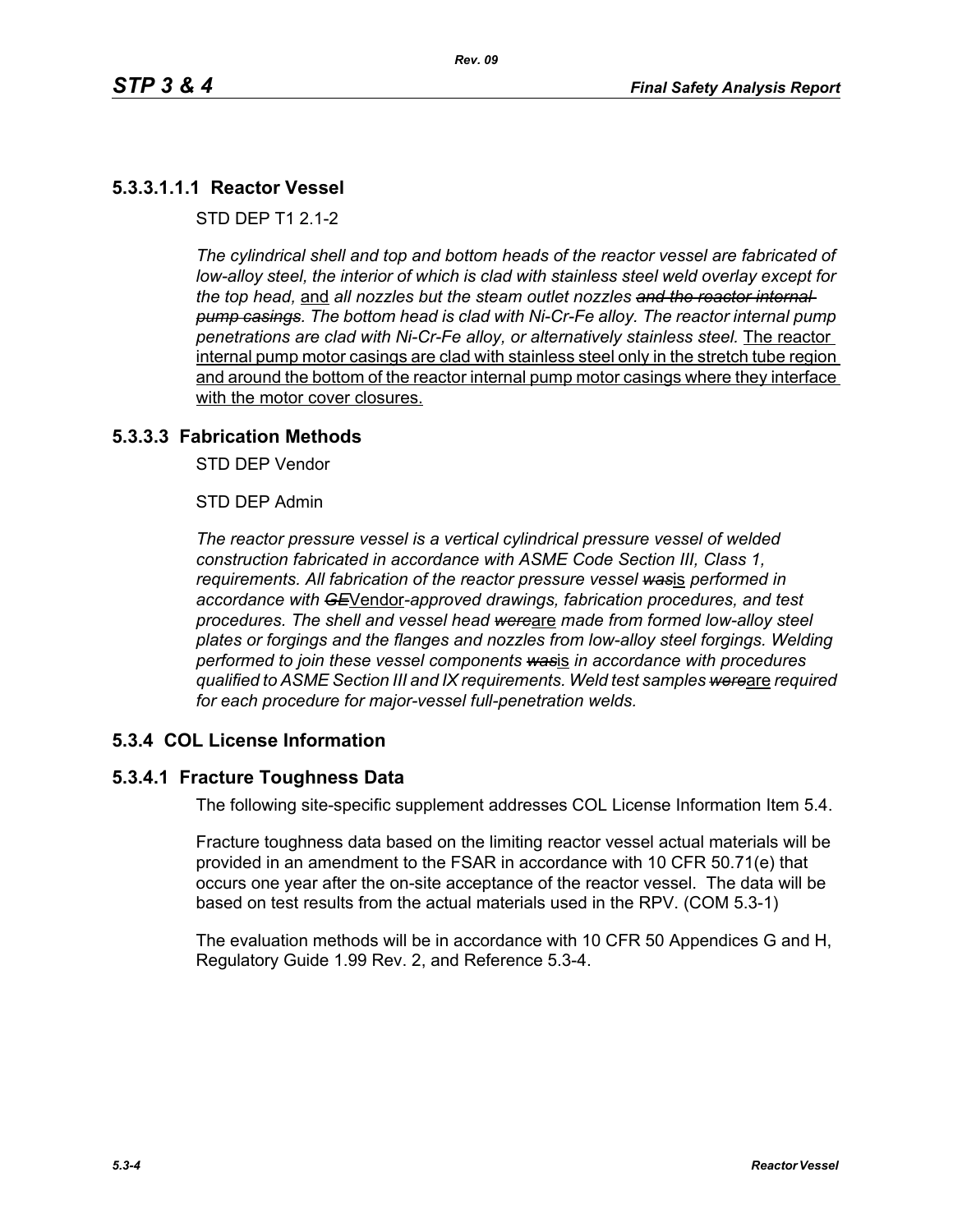### 5.3.3.1.1.1 Reactor Vessel

STD DEP T1 2.1-2

*The cylindrical shell and top and bottom heads of the reactor vessel are fabricated of low-alloy steel, the interior of which is clad with stainless steel weld overlay except for the top head,* <u>and</u> *all nozzles but the steam outlet nozzles ~~and the reactor internal pump casings~~. The bottom head is clad with Ni-Cr-Fe alloy. The reactor internal pump penetrations are clad with Ni-Cr-Fe alloy, or alternatively stainless steel.* <u>The reactor internal pump motor casings are clad with stainless steel only in the stretch tube region and around the bottom of the reactor internal pump motor casings where they interface with the motor cover closures.</u>

### 5.3.3.3 Fabrication Methods

STD DEP Vendor

STD DEP Admin

*The reactor pressure vessel is a vertical cylindrical pressure vessel of welded construction fabricated in accordance with ASME Code Section III, Class 1, requirements. All fabrication of the reactor pressure vessel ~~was~~*<u>is</u> *performed in accordance with ~~GE~~*<u>Vendor</u>*-approved drawings, fabrication procedures, and test procedures. The shell and vessel head ~~were~~*<u>are</u> *made from formed low-alloy steel plates or forgings and the flanges and nozzles from low-alloy steel forgings. Welding performed to join these vessel components ~~was~~*<u>is</u> *in accordance with procedures qualified to ASME Section III and IX requirements. Weld test samples ~~were~~*<u>are</u> *required for each procedure for major-vessel full-penetration welds.*

## 5.3.4 COL License Information

### 5.3.4.1 Fracture Toughness Data

The following site-specific supplement addresses COL License Information Item 5.4.

Fracture toughness data based on the limiting reactor vessel actual materials will be provided in an amendment to the FSAR in accordance with 10 CFR 50.71(e) that occurs one year after the on-site acceptance of the reactor vessel. The data will be based on test results from the actual materials used in the RPV. (COM 5.3-1)

The evaluation methods will be in accordance with 10 CFR 50 Appendices G and H, Regulatory Guide 1.99 Rev. 2, and Reference 5.3-4.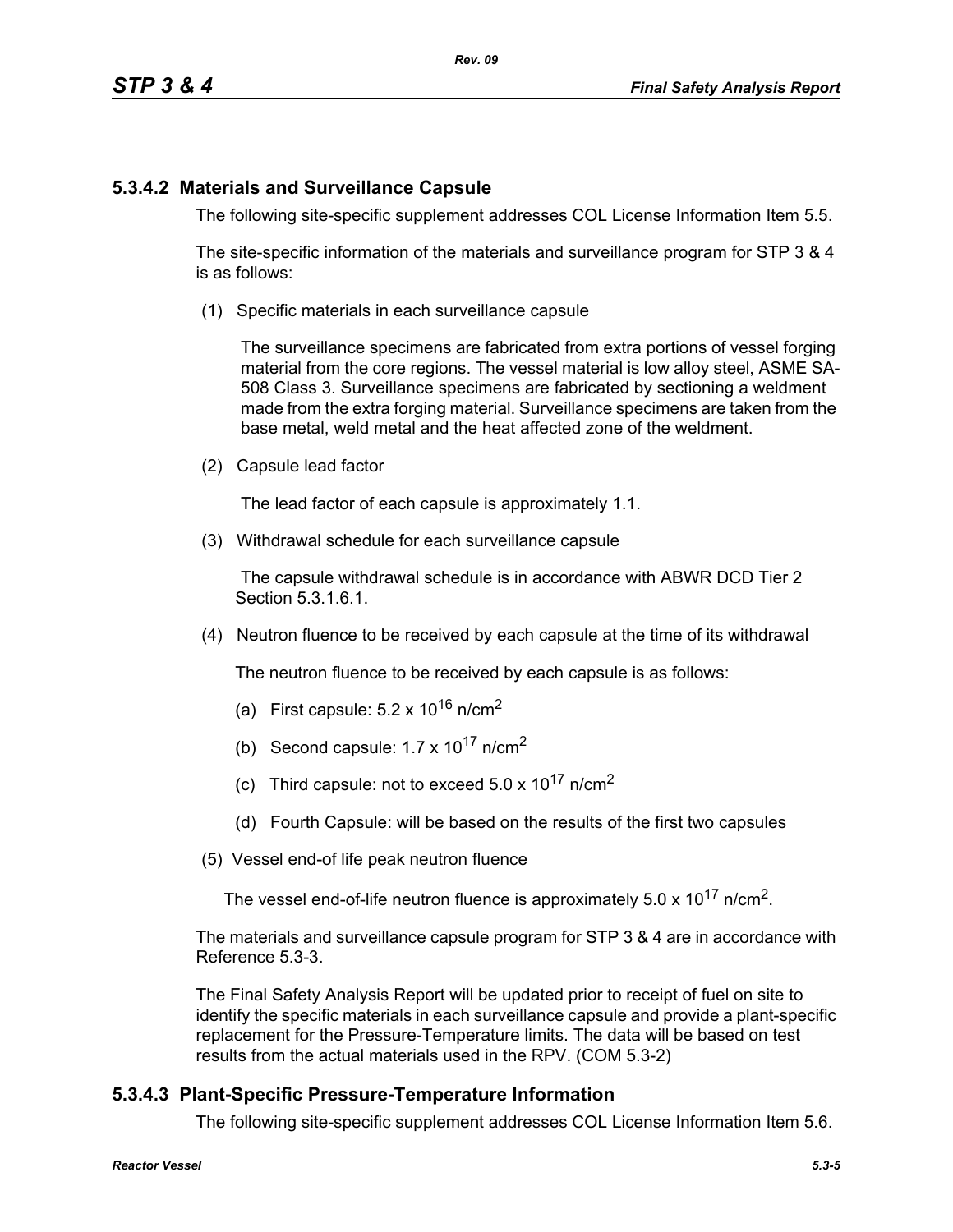### 5.3.4.2 Materials and Surveillance Capsule

The following site-specific supplement addresses COL License Information Item 5.5.

The site-specific information of the materials and surveillance program for STP 3 & 4 is as follows:

(1) Specific materials in each surveillance capsule

The surveillance specimens are fabricated from extra portions of vessel forging material from the core regions. The vessel material is low alloy steel, ASME SA-508 Class 3. Surveillance specimens are fabricated by sectioning a weldment made from the extra forging material. Surveillance specimens are taken from the base metal, weld metal and the heat affected zone of the weldment.

(2) Capsule lead factor

The lead factor of each capsule is approximately 1.1.

(3) Withdrawal schedule for each surveillance capsule

The capsule withdrawal schedule is in accordance with ABWR DCD Tier 2 Section 5.3.1.6.1.

(4) Neutron fluence to be received by each capsule at the time of its withdrawal

The neutron fluence to be received by each capsule is as follows:

(a) First capsule: $5.2 \times 10^{16}$ n/cm$^2$

(b) Second capsule: $1.7 \times 10^{17}$ n/cm$^2$

(c) Third capsule: not to exceed $5.0 \times 10^{17}$ n/cm$^2$

(d) Fourth Capsule: will be based on the results of the first two capsules

(5) Vessel end-of life peak neutron fluence

The vessel end-of-life neutron fluence is approximately $5.0 \times 10^{17}$ n/cm$^2$.

The materials and surveillance capsule program for STP 3 & 4 are in accordance with Reference 5.3-3.

The Final Safety Analysis Report will be updated prior to receipt of fuel on site to identify the specific materials in each surveillance capsule and provide a plant-specific replacement for the Pressure-Temperature limits. The data will be based on test results from the actual materials used in the RPV. (COM 5.3-2)

### 5.3.4.3 Plant-Specific Pressure-Temperature Information

The following site-specific supplement addresses COL License Information Item 5.6.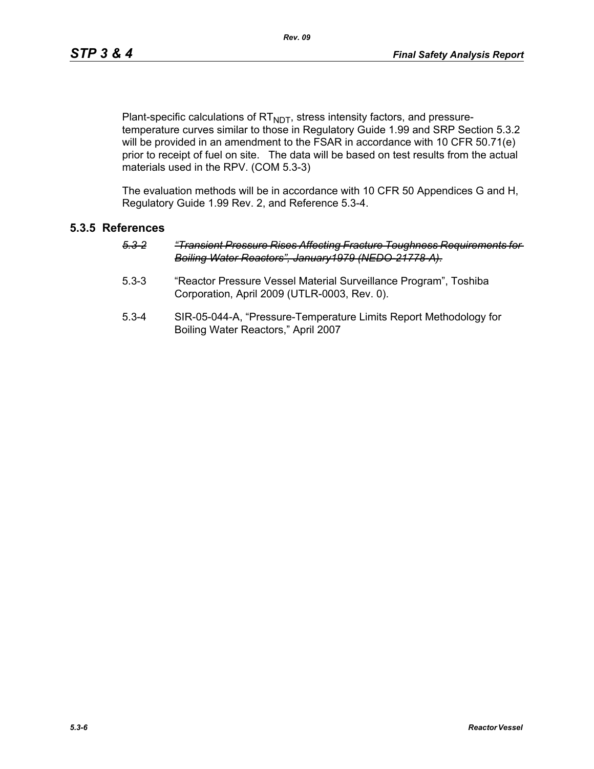Plant-specific calculations of $RT_{NDT}$, stress intensity factors, and pressure-temperature curves similar to those in Regulatory Guide 1.99 and SRP Section 5.3.2 will be provided in an amendment to the FSAR in accordance with 10 CFR 50.71(e) prior to receipt of fuel on site.   The data will be based on test results from the actual materials used in the RPV. (COM 5.3-3)

The evaluation methods will be in accordance with 10 CFR 50 Appendices G and H, Regulatory Guide 1.99 Rev. 2, and Reference 5.3-4.

## 5.3.5 References

~~*5.3-2 "Transient Pressure Rises Affecting Fracture Toughness Requirements for Boiling Water Reactors", January1979 (NEDO-21778-A).*~~

5.3-3 "Reactor Pressure Vessel Material Surveillance Program", Toshiba Corporation, April 2009 (UTLR-0003, Rev. 0).

5.3-4 SIR-05-044-A, "Pressure-Temperature Limits Report Methodology for Boiling Water Reactors," April 2007